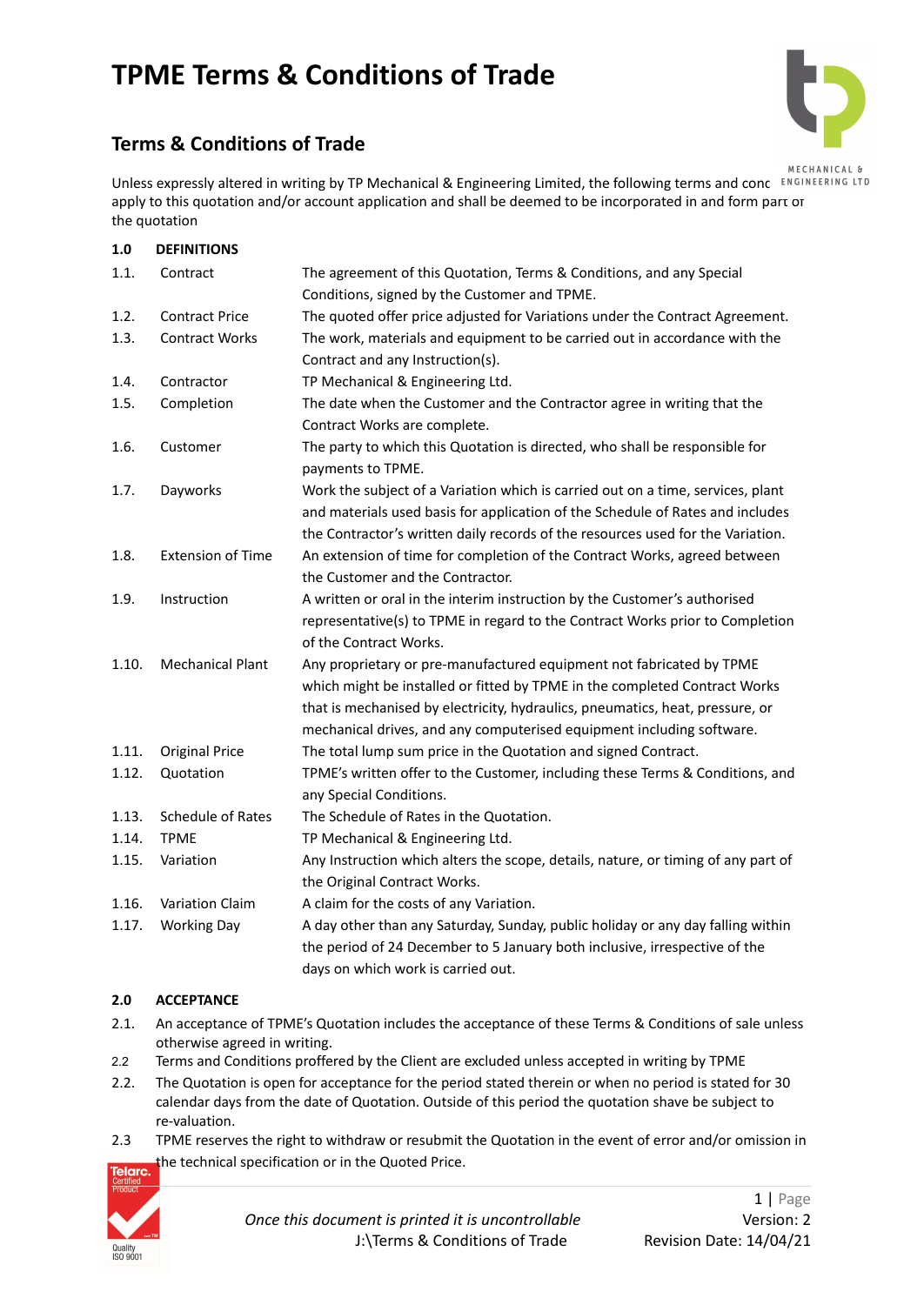# TPME Terms & Conditions of Trade

## Terms & Conditions of Trade

Unless expressly altered in writing by TP Mechanical & Engineering Limited, the following terms and conditions apply to this quotation and/or account application and shall be deemed to be incorporated in and form part of the quotation

**1.0 DEFINITIONS**

| | | |
|---|---|---|
| 1.1. | Contract | The agreement of this Quotation, Terms & Conditions, and any Special Conditions, signed by the Customer and TPME. |
| 1.2. | Contract Price | The quoted offer price adjusted for Variations under the Contract Agreement. |
| 1.3. | Contract Works | The work, materials and equipment to be carried out in accordance with the Contract and any Instruction(s). |
| 1.4. | Contractor | TP Mechanical & Engineering Ltd. |
| 1.5. | Completion | The date when the Customer and the Contractor agree in writing that the Contract Works are complete. |
| 1.6. | Customer | The party to which this Quotation is directed, who shall be responsible for payments to TPME. |
| 1.7. | Dayworks | Work the subject of a Variation which is carried out on a time, services, plant and materials used basis for application of the Schedule of Rates and includes the Contractor's written daily records of the resources used for the Variation. |
| 1.8. | Extension of Time | An extension of time for completion of the Contract Works, agreed between the Customer and the Contractor. |
| 1.9. | Instruction | A written or oral in the interim instruction by the Customer's authorised representative(s) to TPME in regard to the Contract Works prior to Completion of the Contract Works. |
| 1.10. | Mechanical Plant | Any proprietary or pre-manufactured equipment not fabricated by TPME which might be installed or fitted by TPME in the completed Contract Works that is mechanised by electricity, hydraulics, pneumatics, heat, pressure, or mechanical drives, and any computerised equipment including software. |
| 1.11. | Original Price | The total lump sum price in the Quotation and signed Contract. |
| 1.12. | Quotation | TPME's written offer to the Customer, including these Terms & Conditions, and any Special Conditions. |
| 1.13. | Schedule of Rates | The Schedule of Rates in the Quotation. |
| 1.14. | TPME | TP Mechanical & Engineering Ltd. |
| 1.15. | Variation | Any Instruction which alters the scope, details, nature, or timing of any part of the Original Contract Works. |
| 1.16. | Variation Claim | A claim for the costs of any Variation. |
| 1.17. | Working Day | A day other than any Saturday, Sunday, public holiday or any day falling within the period of 24 December to 5 January both inclusive, irrespective of the days on which work is carried out. |

**2.0 ACCEPTANCE**

2.1. An acceptance of TPME's Quotation includes the acceptance of these Terms & Conditions of sale unless otherwise agreed in writing.

2.2 Terms and Conditions proffered by the Client are excluded unless accepted in writing by TPME

2.2. The Quotation is open for acceptance for the period stated therein or when no period is stated for 30 calendar days from the date of Quotation. Outside of this period the quotation shave be subject to re-valuation.

2.3 TPME reserves the right to withdraw or resubmit the Quotation in the event of error and/or omission in the technical specification or in the Quoted Price.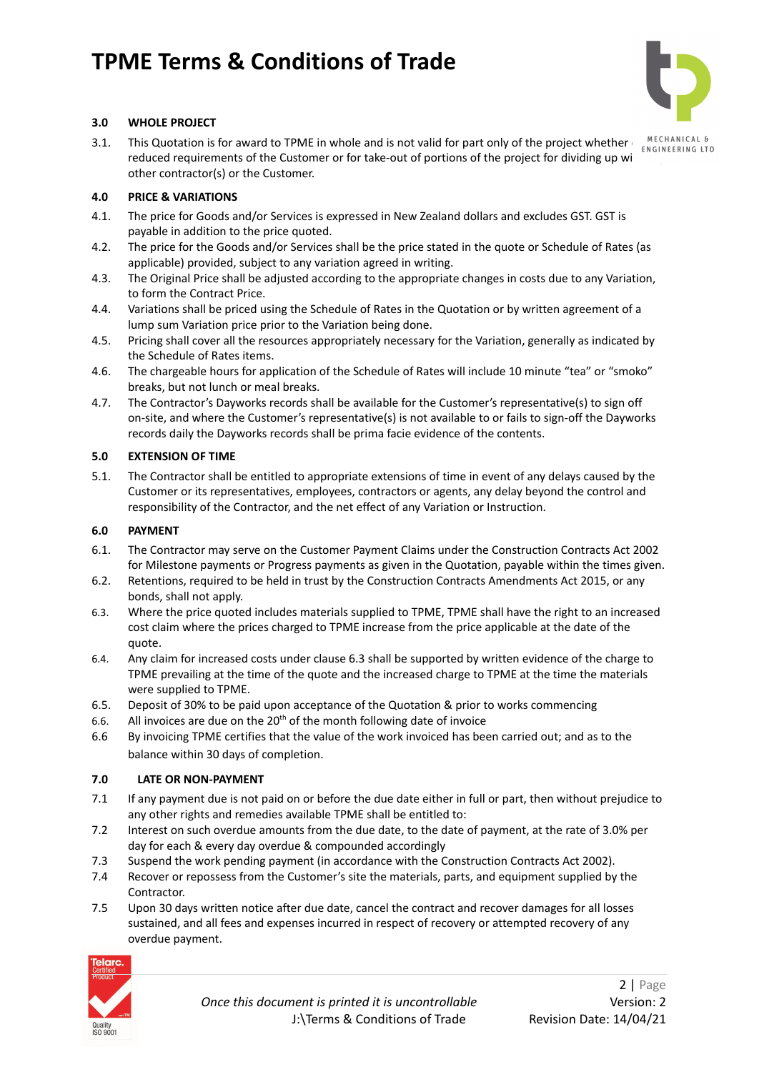# TPME Terms & Conditions of Trade

### 3.0 WHOLE PROJECT

3.1. This Quotation is for award to TPME in whole and is not valid for part only of the project whether reduced requirements of the Customer or for take-out of portions of the project for dividing up wi other contractor(s) or the Customer.

### 4.0 PRICE & VARIATIONS

4.1. The price for Goods and/or Services is expressed in New Zealand dollars and excludes GST. GST is payable in addition to the price quoted.

4.2. The price for the Goods and/or Services shall be the price stated in the quote or Schedule of Rates (as applicable) provided, subject to any variation agreed in writing.

4.3. The Original Price shall be adjusted according to the appropriate changes in costs due to any Variation, to form the Contract Price.

4.4. Variations shall be priced using the Schedule of Rates in the Quotation or by written agreement of a lump sum Variation price prior to the Variation being done.

4.5. Pricing shall cover all the resources appropriately necessary for the Variation, generally as indicated by the Schedule of Rates items.

4.6. The chargeable hours for application of the Schedule of Rates will include 10 minute "tea" or "smoko" breaks, but not lunch or meal breaks.

4.7. The Contractor's Dayworks records shall be available for the Customer's representative(s) to sign off on-site, and where the Customer's representative(s) is not available to or fails to sign-off the Dayworks records daily the Dayworks records shall be prima facie evidence of the contents.

### 5.0 EXTENSION OF TIME

5.1. The Contractor shall be entitled to appropriate extensions of time in event of any delays caused by the Customer or its representatives, employees, contractors or agents, any delay beyond the control and responsibility of the Contractor, and the net effect of any Variation or Instruction.

### 6.0 PAYMENT

6.1. The Contractor may serve on the Customer Payment Claims under the Construction Contracts Act 2002 for Milestone payments or Progress payments as given in the Quotation, payable within the times given.

6.2. Retentions, required to be held in trust by the Construction Contracts Amendments Act 2015, or any bonds, shall not apply.

6.3. Where the price quoted includes materials supplied to TPME, TPME shall have the right to an increased cost claim where the prices charged to TPME increase from the price applicable at the date of the quote.

6.4. Any claim for increased costs under clause 6.3 shall be supported by written evidence of the charge to TPME prevailing at the time of the quote and the increased charge to TPME at the time the materials were supplied to TPME.

6.5. Deposit of 30% to be paid upon acceptance of the Quotation & prior to works commencing

6.6. All invoices are due on the 20th of the month following date of invoice

6.6 By invoicing TPME certifies that the value of the work invoiced has been carried out; and as to the balance within 30 days of completion.

### 7.0 LATE OR NON-PAYMENT

7.1 If any payment due is not paid on or before the due date either in full or part, then without prejudice to any other rights and remedies available TPME shall be entitled to:

7.2 Interest on such overdue amounts from the due date, to the date of payment, at the rate of 3.0% per day for each & every day overdue & compounded accordingly

7.3 Suspend the work pending payment (in accordance with the Construction Contracts Act 2002).

7.4 Recover or repossess from the Customer's site the materials, parts, and equipment supplied by the Contractor.

7.5 Upon 30 days written notice after due date, cancel the contract and recover damages for all losses sustained, and all fees and expenses incurred in respect of recovery or attempted recovery of any overdue payment.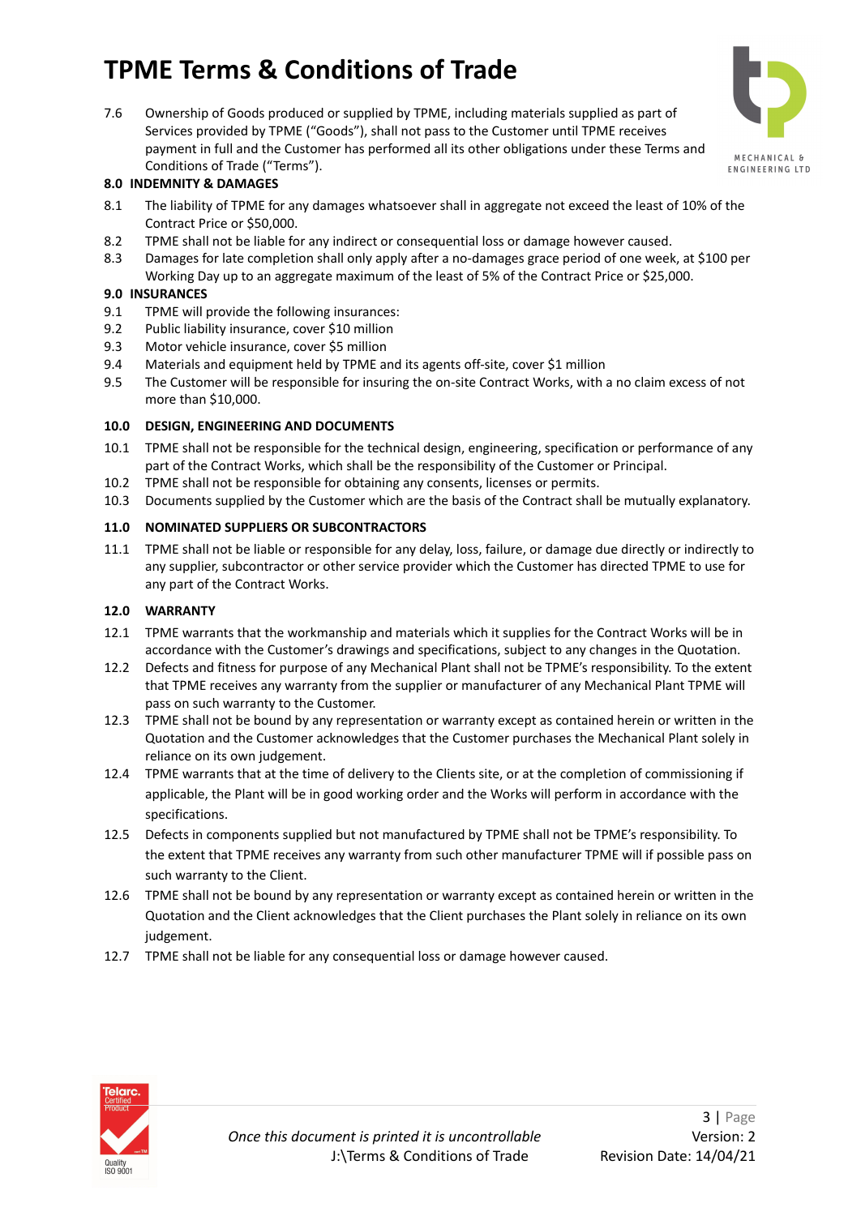7.6 Ownership of Goods produced or supplied by TPME, including materials supplied as part of Services provided by TPME ("Goods"), shall not pass to the Customer until TPME receives payment in full and the Customer has performed all its other obligations under these Terms and Conditions of Trade ("Terms").

**8.0 INDEMNITY & DAMAGES**

8.1 The liability of TPME for any damages whatsoever shall in aggregate not exceed the least of 10% of the Contract Price or $50,000.

8.2 TPME shall not be liable for any indirect or consequential loss or damage however caused.

8.3 Damages for late completion shall only apply after a no-damages grace period of one week, at $100 per Working Day up to an aggregate maximum of the least of 5% of the Contract Price or $25,000.

**9.0 INSURANCES**

9.1 TPME will provide the following insurances:

9.2 Public liability insurance, cover $10 million

9.3 Motor vehicle insurance, cover $5 million

9.4 Materials and equipment held by TPME and its agents off-site, cover $1 million

9.5 The Customer will be responsible for insuring the on-site Contract Works, with a no claim excess of not more than $10,000.

**10.0 DESIGN, ENGINEERING AND DOCUMENTS**

10.1 TPME shall not be responsible for the technical design, engineering, specification or performance of any part of the Contract Works, which shall be the responsibility of the Customer or Principal.

10.2 TPME shall not be responsible for obtaining any consents, licenses or permits.

10.3 Documents supplied by the Customer which are the basis of the Contract shall be mutually explanatory.

**11.0 NOMINATED SUPPLIERS OR SUBCONTRACTORS**

11.1 TPME shall not be liable or responsible for any delay, loss, failure, or damage due directly or indirectly to any supplier, subcontractor or other service provider which the Customer has directed TPME to use for any part of the Contract Works.

**12.0 WARRANTY**

12.1 TPME warrants that the workmanship and materials which it supplies for the Contract Works will be in accordance with the Customer's drawings and specifications, subject to any changes in the Quotation.

12.2 Defects and fitness for purpose of any Mechanical Plant shall not be TPME's responsibility. To the extent that TPME receives any warranty from the supplier or manufacturer of any Mechanical Plant TPME will pass on such warranty to the Customer.

12.3 TPME shall not be bound by any representation or warranty except as contained herein or written in the Quotation and the Customer acknowledges that the Customer purchases the Mechanical Plant solely in reliance on its own judgement.

12.4 TPME warrants that at the time of delivery to the Clients site, or at the completion of commissioning if applicable, the Plant will be in good working order and the Works will perform in accordance with the specifications.

12.5 Defects in components supplied but not manufactured by TPME shall not be TPME's responsibility. To the extent that TPME receives any warranty from such other manufacturer TPME will if possible pass on such warranty to the Client.

12.6 TPME shall not be bound by any representation or warranty except as contained herein or written in the Quotation and the Client acknowledges that the Client purchases the Plant solely in reliance on its own judgement.

12.7 TPME shall not be liable for any consequential loss or damage however caused.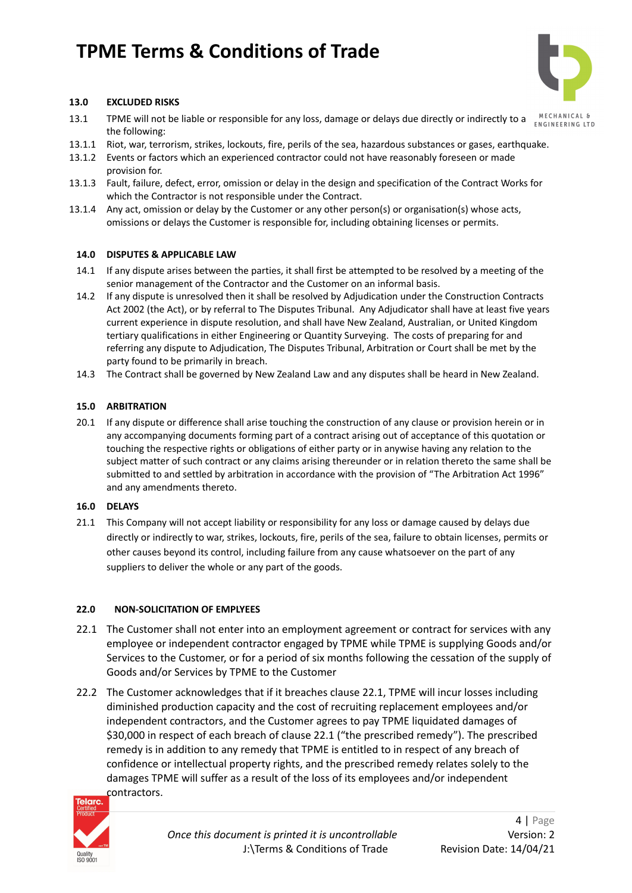### 13.0 EXCLUDED RISKS

13.1 TPME will not be liable or responsible for any loss, damage or delays due directly or indirectly to a the following:

13.1.1 Riot, war, terrorism, strikes, lockouts, fire, perils of the sea, hazardous substances or gases, earthquake.

13.1.2 Events or factors which an experienced contractor could not have reasonably foreseen or made provision for.

13.1.3 Fault, failure, defect, error, omission or delay in the design and specification of the Contract Works for which the Contractor is not responsible under the Contract.

13.1.4 Any act, omission or delay by the Customer or any other person(s) or organisation(s) whose acts, omissions or delays the Customer is responsible for, including obtaining licenses or permits.

### 14.0 DISPUTES & APPLICABLE LAW

14.1 If any dispute arises between the parties, it shall first be attempted to be resolved by a meeting of the senior management of the Contractor and the Customer on an informal basis.

14.2 If any dispute is unresolved then it shall be resolved by Adjudication under the Construction Contracts Act 2002 (the Act), or by referral to The Disputes Tribunal. Any Adjudicator shall have at least five years current experience in dispute resolution, and shall have New Zealand, Australian, or United Kingdom tertiary qualifications in either Engineering or Quantity Surveying. The costs of preparing for and referring any dispute to Adjudication, The Disputes Tribunal, Arbitration or Court shall be met by the party found to be primarily in breach.

14.3 The Contract shall be governed by New Zealand Law and any disputes shall be heard in New Zealand.

### 15.0 ARBITRATION

20.1 If any dispute or difference shall arise touching the construction of any clause or provision herein or in any accompanying documents forming part of a contract arising out of acceptance of this quotation or touching the respective rights or obligations of either party or in anywise having any relation to the subject matter of such contract or any claims arising thereunder or in relation thereto the same shall be submitted to and settled by arbitration in accordance with the provision of "The Arbitration Act 1996" and any amendments thereto.

### 16.0 DELAYS

21.1 This Company will not accept liability or responsibility for any loss or damage caused by delays due directly or indirectly to war, strikes, lockouts, fire, perils of the sea, failure to obtain licenses, permits or other causes beyond its control, including failure from any cause whatsoever on the part of any suppliers to deliver the whole or any part of the goods.

### 22.0 NON-SOLICITATION OF EMPLYEES

22.1 The Customer shall not enter into an employment agreement or contract for services with any employee or independent contractor engaged by TPME while TPME is supplying Goods and/or Services to the Customer, or for a period of six months following the cessation of the supply of Goods and/or Services by TPME to the Customer

22.2 The Customer acknowledges that if it breaches clause 22.1, TPME will incur losses including diminished production capacity and the cost of recruiting replacement employees and/or independent contractors, and the Customer agrees to pay TPME liquidated damages of $30,000 in respect of each breach of clause 22.1 ("the prescribed remedy"). The prescribed remedy is in addition to any remedy that TPME is entitled to in respect of any breach of confidence or intellectual property rights, and the prescribed remedy relates solely to the damages TPME will suffer as a result of the loss of its employees and/or independent contractors.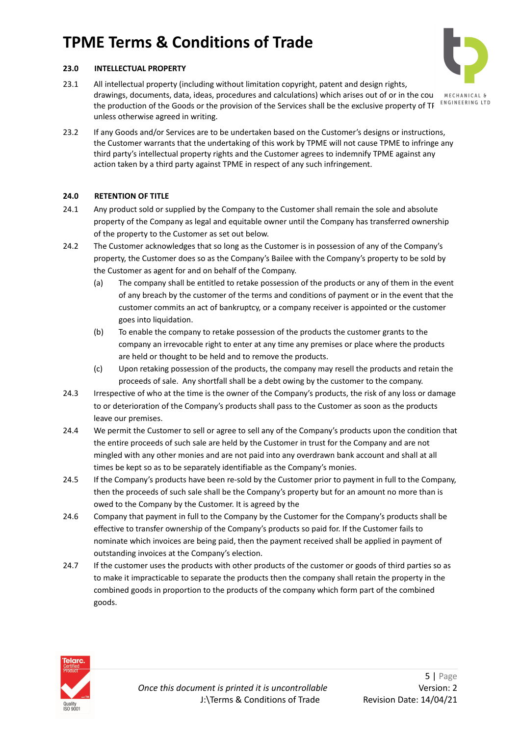# TPME Terms & Conditions of Trade

**23.0 INTELLECTUAL PROPERTY**

23.1 All intellectual property (including without limitation copyright, patent and design rights, drawings, documents, data, ideas, procedures and calculations) which arises out of or in the cou the production of the Goods or the provision of the Services shall be the exclusive property of TF unless otherwise agreed in writing.

23.2 If any Goods and/or Services are to be undertaken based on the Customer's designs or instructions, the Customer warrants that the undertaking of this work by TPME will not cause TPME to infringe any third party's intellectual property rights and the Customer agrees to indemnify TPME against any action taken by a third party against TPME in respect of any such infringement.

**24.0 RETENTION OF TITLE**

24.1 Any product sold or supplied by the Company to the Customer shall remain the sole and absolute property of the Company as legal and equitable owner until the Company has transferred ownership of the property to the Customer as set out below.

24.2 The Customer acknowledges that so long as the Customer is in possession of any of the Company's property, the Customer does so as the Company's Bailee with the Company's property to be sold by the Customer as agent for and on behalf of the Company.

(a) The company shall be entitled to retake possession of the products or any of them in the event of any breach by the customer of the terms and conditions of payment or in the event that the customer commits an act of bankruptcy, or a company receiver is appointed or the customer goes into liquidation.

(b) To enable the company to retake possession of the products the customer grants to the company an irrevocable right to enter at any time any premises or place where the products are held or thought to be held and to remove the products.

(c) Upon retaking possession of the products, the company may resell the products and retain the proceeds of sale. Any shortfall shall be a debt owing by the customer to the company.

24.3 Irrespective of who at the time is the owner of the Company's products, the risk of any loss or damage to or deterioration of the Company's products shall pass to the Customer as soon as the products leave our premises.

24.4 We permit the Customer to sell or agree to sell any of the Company's products upon the condition that the entire proceeds of such sale are held by the Customer in trust for the Company and are not mingled with any other monies and are not paid into any overdrawn bank account and shall at all times be kept so as to be separately identifiable as the Company's monies.

24.5 If the Company's products have been re-sold by the Customer prior to payment in full to the Company, then the proceeds of such sale shall be the Company's property but for an amount no more than is owed to the Company by the Customer. It is agreed by the

24.6 Company that payment in full to the Company by the Customer for the Company's products shall be effective to transfer ownership of the Company's products so paid for. If the Customer fails to nominate which invoices are being paid, then the payment received shall be applied in payment of outstanding invoices at the Company's election.

24.7 If the customer uses the products with other products of the customer or goods of third parties so as to make it impracticable to separate the products then the company shall retain the property in the combined goods in proportion to the products of the company which form part of the combined goods.

*Once this document is printed it is uncontrollable*
J:\Terms & Conditions of Trade

Version: 2
Revision Date: 14/04/21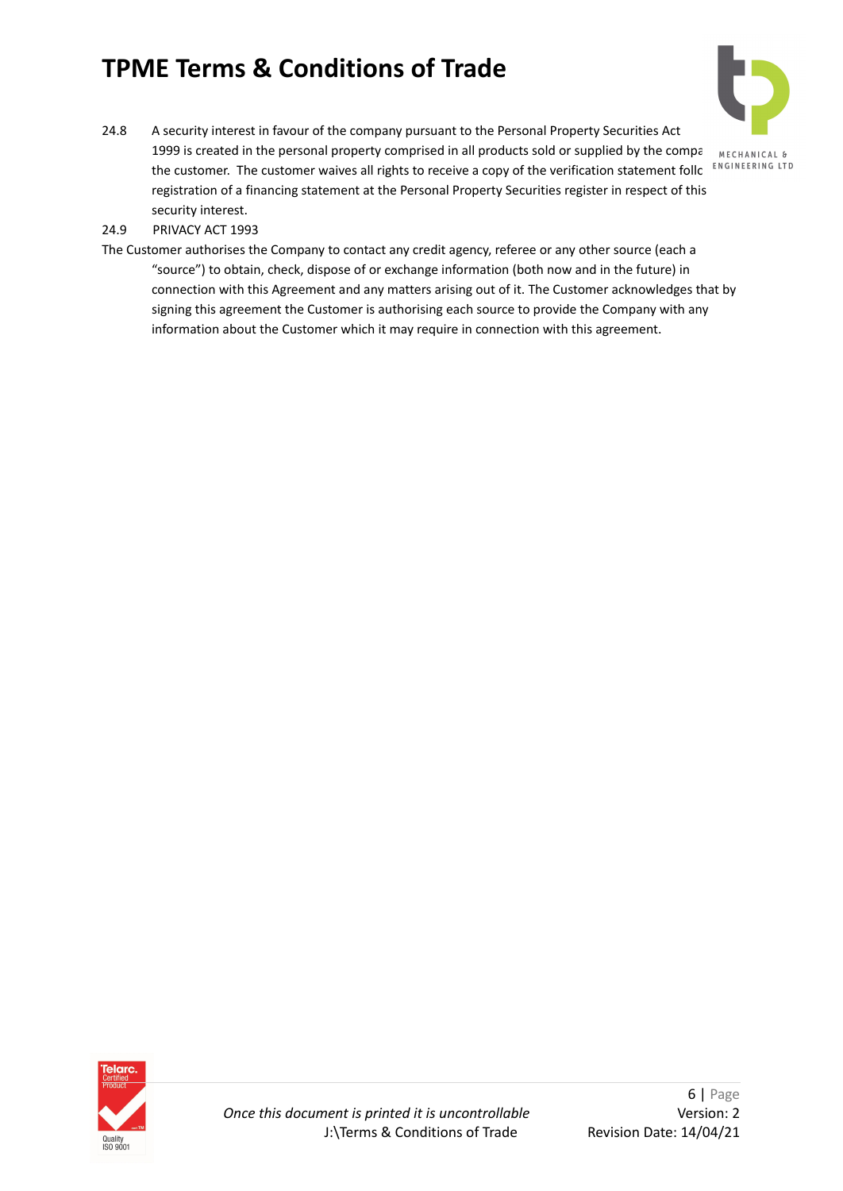24.8 A security interest in favour of the company pursuant to the Personal Property Securities Act 1999 is created in the personal property comprised in all products sold or supplied by the compa the customer. The customer waives all rights to receive a copy of the verification statement follc registration of a financing statement at the Personal Property Securities register in respect of this security interest.

24.9 PRIVACY ACT 1993

The Customer authorises the Company to contact any credit agency, referee or any other source (each a "source") to obtain, check, dispose of or exchange information (both now and in the future) in connection with this Agreement and any matters arising out of it. The Customer acknowledges that by signing this agreement the Customer is authorising each source to provide the Company with any information about the Customer which it may require in connection with this agreement.